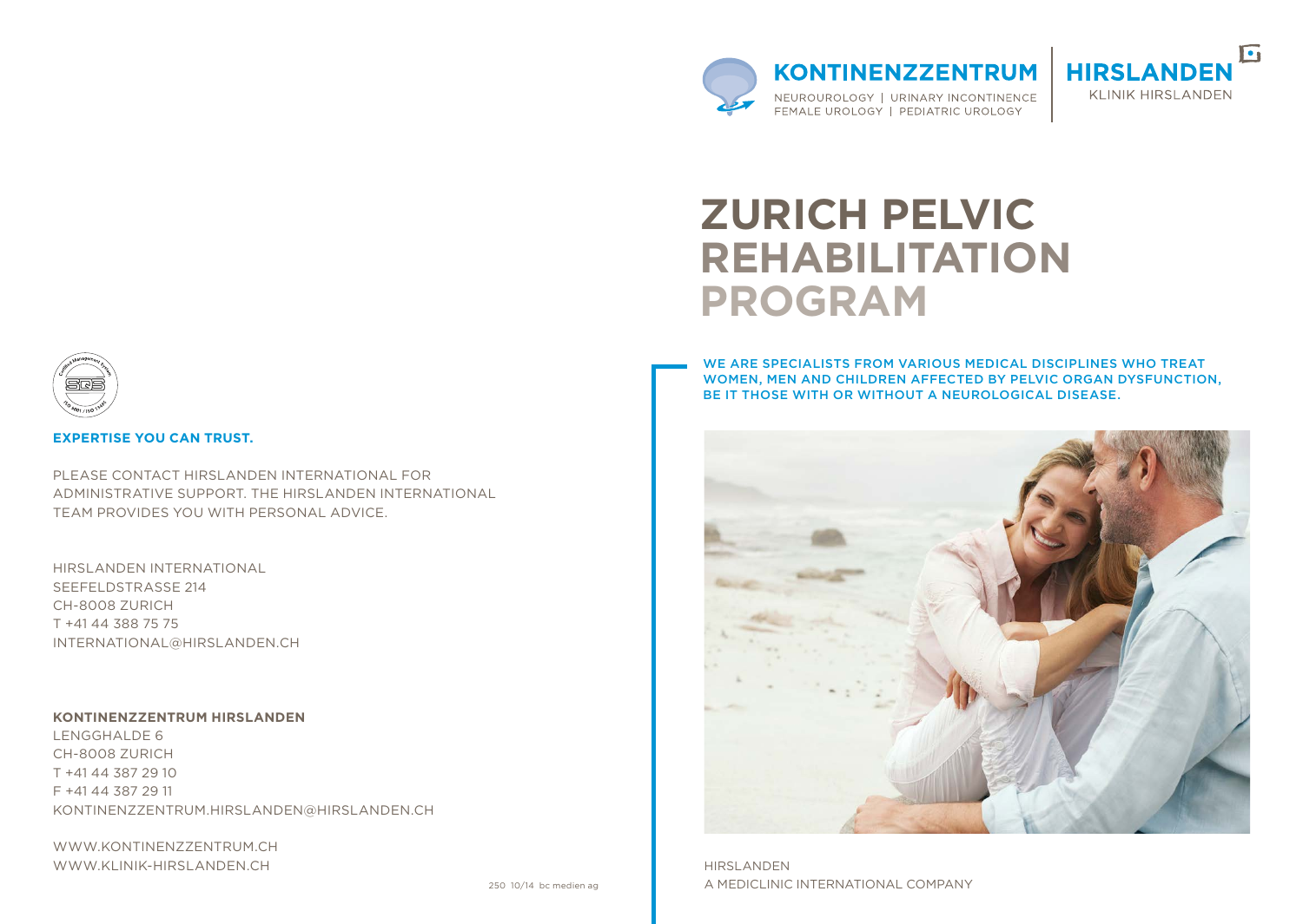**EXPERTISE YOU CAN TRUST.**

PLEASE CONTACT HIRSLANDEN INTERNATIONAL FOR ADMINISTRATIVE SUPPORT. THE HIRSLANDEN INTERNATIONAL TEAM PROVIDES YOU WITH PERSONAL ADVICE.

HIRSLANDEN INTERNATIONAL
SEEFELDSTRASSE 214
CH-8008 ZURICH
T +41 44 388 75 75
INTERNATIONAL@HIRSLANDEN.CH

**KONTINENZZENTRUM HIRSLANDEN**
LENGGHALDE 6
CH-8008 ZURICH
T +41 44 387 29 10
F +41 44 387 29 11
KONTINENZZENTRUM.HIRSLANDEN@HIRSLANDEN.CH

WWW.KONTINENZZENTRUM.CH
WWW.KLINIK-HIRSLANDEN.CH

250 10/14 bc medien ag

**KONTINENZZENTRUM**
NEUROUROLOGY | URINARY INCONTINENCE
FEMALE UROLOGY | PEDIATRIC UROLOGY

**HIRSLANDEN**
KLINIK HIRSLANDEN

# ZURICH PELVIC REHABILITATION PROGRAM

WE ARE SPECIALISTS FROM VARIOUS MEDICAL DISCIPLINES WHO TREAT WOMEN, MEN AND CHILDREN AFFECTED BY PELVIC ORGAN DYSFUNCTION, BE IT THOSE WITH OR WITHOUT A NEUROLOGICAL DISEASE.

HIRSLANDEN
A MEDICLINIC INTERNATIONAL COMPANY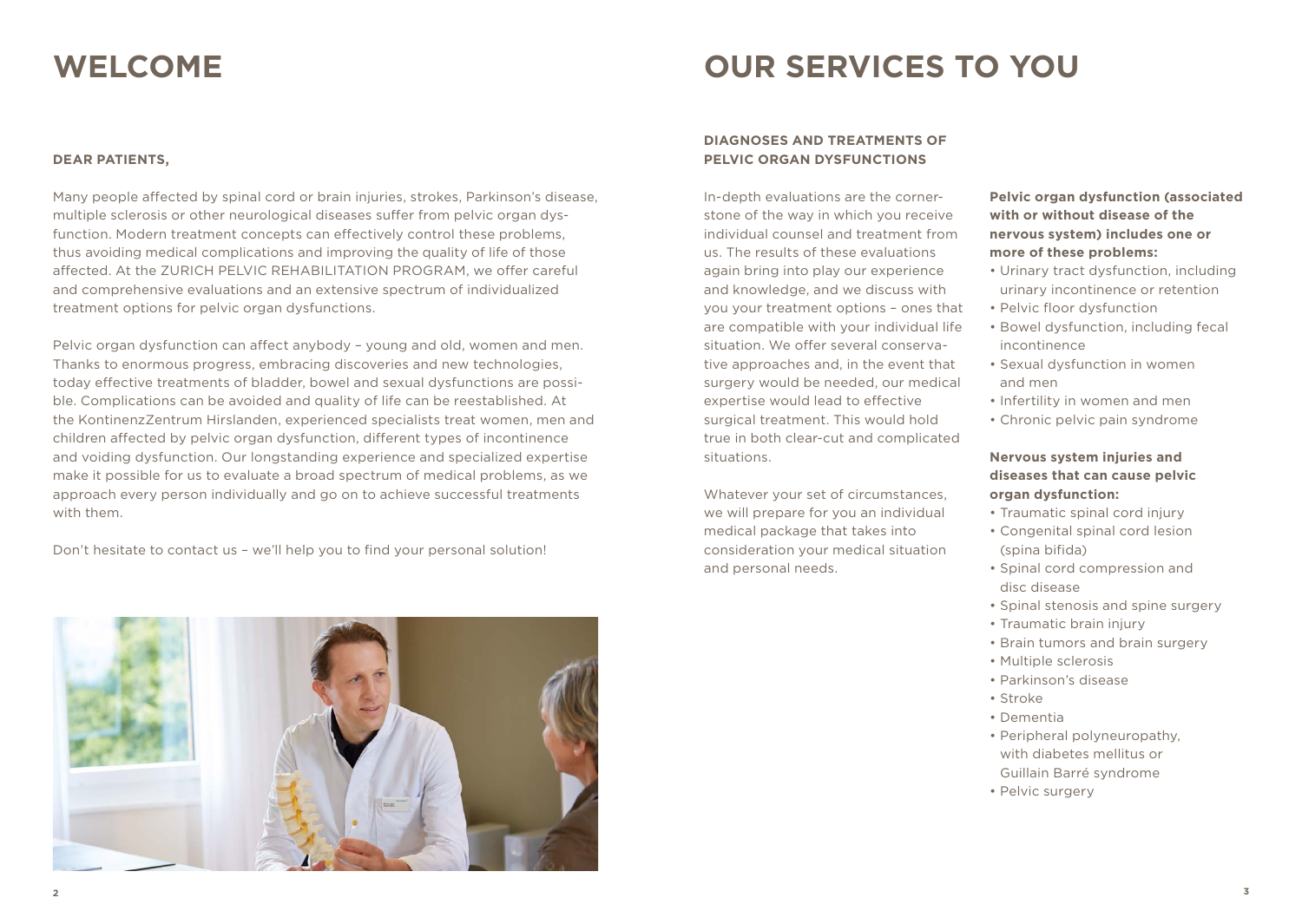# WELCOME

**DEAR PATIENTS,**

Many people affected by spinal cord or brain injuries, strokes, Parkinson's disease, multiple sclerosis or other neurological diseases suffer from pelvic organ dysfunction. Modern treatment concepts can effectively control these problems, thus avoiding medical complications and improving the quality of life of those affected. At the ZURICH PELVIC REHABILITATION PROGRAM, we offer careful and comprehensive evaluations and an extensive spectrum of individualized treatment options for pelvic organ dysfunctions.

Pelvic organ dysfunction can affect anybody – young and old, women and men. Thanks to enormous progress, embracing discoveries and new technologies, today effective treatments of bladder, bowel and sexual dysfunctions are possible. Complications can be avoided and quality of life can be reestablished. At the KontinenzZentrum Hirslanden, experienced specialists treat women, men and children affected by pelvic organ dysfunction, different types of incontinence and voiding dysfunction. Our longstanding experience and specialized expertise make it possible for us to evaluate a broad spectrum of medical problems, as we approach every person individually and go on to achieve successful treatments with them.

Don't hesitate to contact us – we'll help you to find your personal solution!

# OUR SERVICES TO YOU

## DIAGNOSES AND TREATMENTS OF PELVIC ORGAN DYSFUNCTIONS

In-depth evaluations are the cornerstone of the way in which you receive individual counsel and treatment from us. The results of these evaluations again bring into play our experience and knowledge, and we discuss with you your treatment options – ones that are compatible with your individual life situation. We offer several conservative approaches and, in the event that surgery would be needed, our medical expertise would lead to effective surgical treatment. This would hold true in both clear-cut and complicated situations.

Whatever your set of circumstances, we will prepare for you an individual medical package that takes into consideration your medical situation and personal needs.

**Pelvic organ dysfunction (associated with or without disease of the nervous system) includes one or more of these problems:**

- Urinary tract dysfunction, including urinary incontinence or retention
- Pelvic floor dysfunction
- Bowel dysfunction, including fecal incontinence
- Sexual dysfunction in women and men
- Infertility in women and men
- Chronic pelvic pain syndrome

**Nervous system injuries and diseases that can cause pelvic organ dysfunction:**

- Traumatic spinal cord injury
- Congenital spinal cord lesion (spina bifida)
- Spinal cord compression and disc disease
- Spinal stenosis and spine surgery
- Traumatic brain injury
- Brain tumors and brain surgery
- Multiple sclerosis
- Parkinson's disease
- Stroke
- Dementia
- Peripheral polyneuropathy, with diabetes mellitus or Guillain Barré syndrome
- Pelvic surgery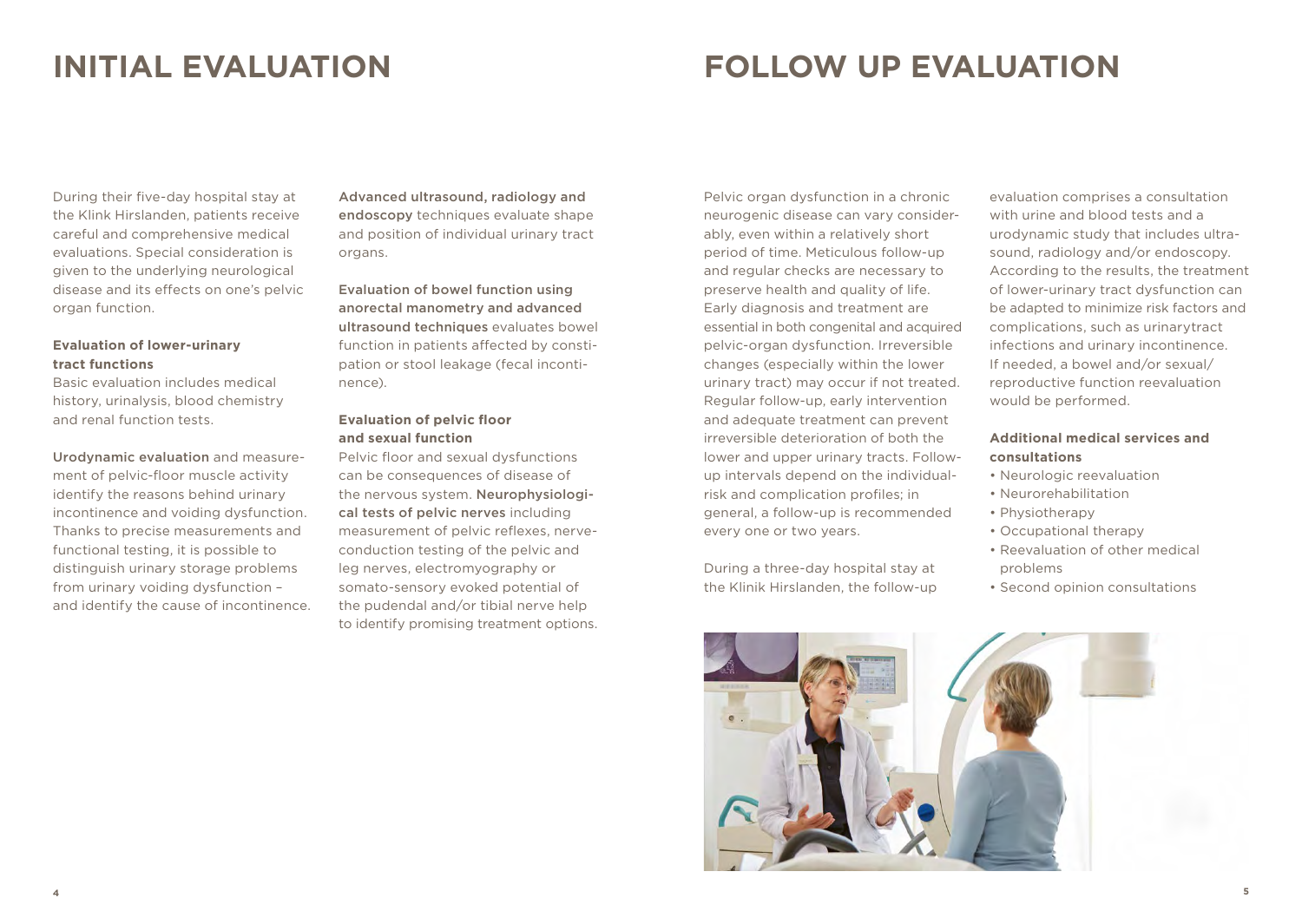# INITIAL EVALUATION

During their five-day hospital stay at the Klink Hirslanden, patients receive careful and comprehensive medical evaluations. Special consideration is given to the underlying neurological disease and its effects on one's pelvic organ function.

**Evaluation of lower-urinary tract functions**

Basic evaluation includes medical history, urinalysis, blood chemistry and renal function tests.

Urodynamic evaluation and measurement of pelvic-floor muscle activity identify the reasons behind urinary incontinence and voiding dysfunction. Thanks to precise measurements and functional testing, it is possible to distinguish urinary storage problems from urinary voiding dysfunction – and identify the cause of incontinence.

Advanced ultrasound, radiology and endoscopy techniques evaluate shape and position of individual urinary tract organs.

Evaluation of bowel function using anorectal manometry and advanced ultrasound techniques evaluates bowel function in patients affected by constipation or stool leakage (fecal incontinence).

**Evaluation of pelvic floor and sexual function**

Pelvic floor and sexual dysfunctions can be consequences of disease of the nervous system. Neurophysiological tests of pelvic nerves including measurement of pelvic reflexes, nerve-conduction testing of the pelvic and leg nerves, electromyography or somato-sensory evoked potential of the pudendal and/or tibial nerve help to identify promising treatment options.

# FOLLOW UP EVALUATION

Pelvic organ dysfunction in a chronic neurogenic disease can vary considerably, even within a relatively short period of time. Meticulous follow-up and regular checks are necessary to preserve health and quality of life. Early diagnosis and treatment are essential in both congenital and acquired pelvic-organ dysfunction. Irreversible changes (especially within the lower urinary tract) may occur if not treated. Regular follow-up, early intervention and adequate treatment can prevent irreversible deterioration of both the lower and upper urinary tracts. Follow-up intervals depend on the individual-risk and complication profiles; in general, a follow-up is recommended every one or two years.

During a three-day hospital stay at the Klinik Hirslanden, the follow-up evaluation comprises a consultation with urine and blood tests and a urodynamic study that includes ultrasound, radiology and/or endoscopy. According to the results, the treatment of lower-urinary tract dysfunction can be adapted to minimize risk factors and complications, such as urinarytract infections and urinary incontinence. If needed, a bowel and/or sexual/reproductive function reevaluation would be performed.

**Additional medical services and consultations**

- Neurologic reevaluation
- Neurorehabilitation
- Physiotherapy
- Occupational therapy
- Reevaluation of other medical problems
- Second opinion consultations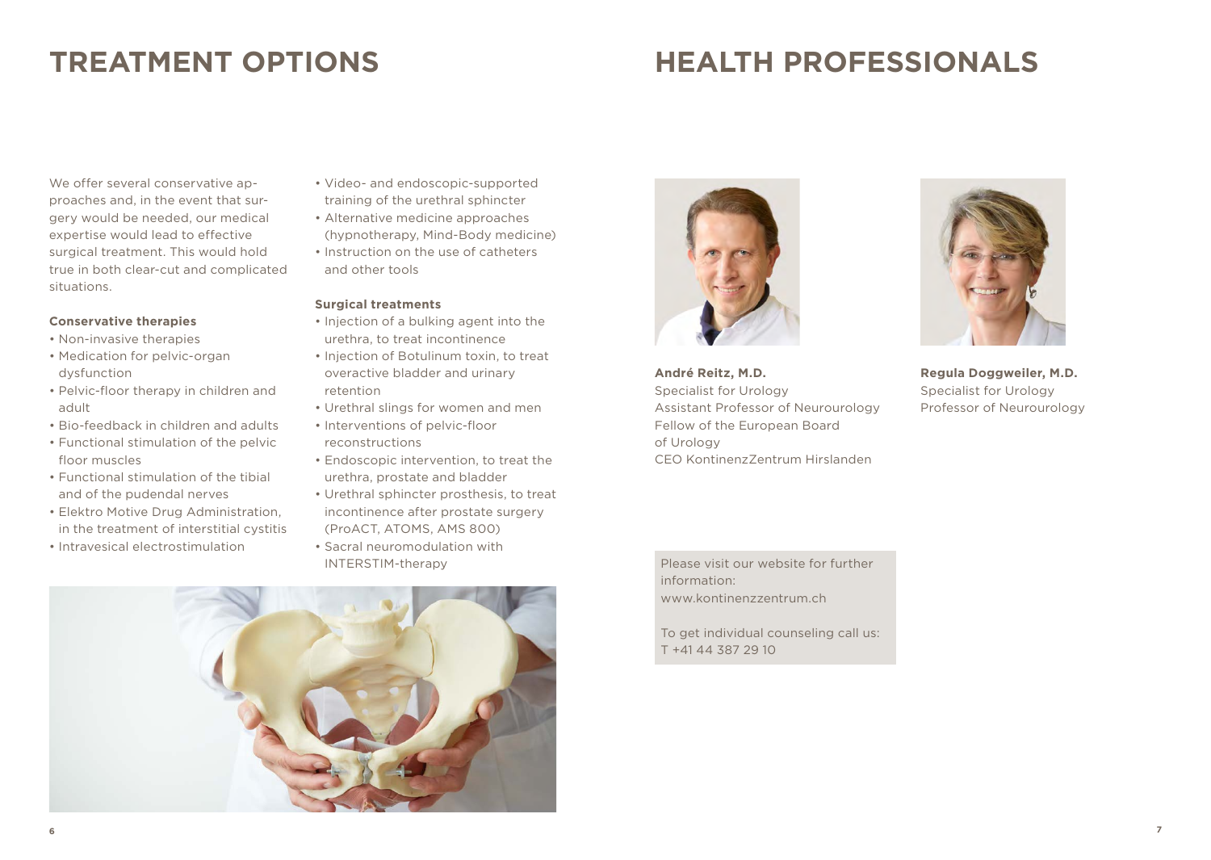# TREATMENT OPTIONS

We offer several conservative approaches and, in the event that surgery would be needed, our medical expertise would lead to effective surgical treatment. This would hold true in both clear-cut and complicated situations.

**Conservative therapies**

- Non-invasive therapies
- Medication for pelvic-organ dysfunction
- Pelvic-floor therapy in children and adult
- Bio-feedback in children and adults
- Functional stimulation of the pelvic floor muscles
- Functional stimulation of the tibial and of the pudendal nerves
- Elektro Motive Drug Administration, in the treatment of interstitial cystitis
- Intravesical electrostimulation
- Video- and endoscopic-supported training of the urethral sphincter
- Alternative medicine approaches (hypnotherapy, Mind-Body medicine)
- Instruction on the use of catheters and other tools

**Surgical treatments**

- Injection of a bulking agent into the urethra, to treat incontinence
- Injection of Botulinum toxin, to treat overactive bladder and urinary retention
- Urethral slings for women and men
- Interventions of pelvic-floor reconstructions
- Endoscopic intervention, to treat the urethra, prostate and bladder
- Urethral sphincter prosthesis, to treat incontinence after prostate surgery (ProACT, ATOMS, AMS 800)
- Sacral neuromodulation with INTERSTIM-therapy

# HEALTH PROFESSIONALS

**André Reitz, M.D.**
Specialist for Urology
Assistant Professor of Neurourology
Fellow of the European Board of Urology
CEO KontinenzZentrum Hirslanden

**Regula Doggweiler, M.D.**
Specialist for Urology
Professor of Neurourology

Please visit our website for further information:
www.kontinenzzentrum.ch

To get individual counseling call us:
T +41 44 387 29 10